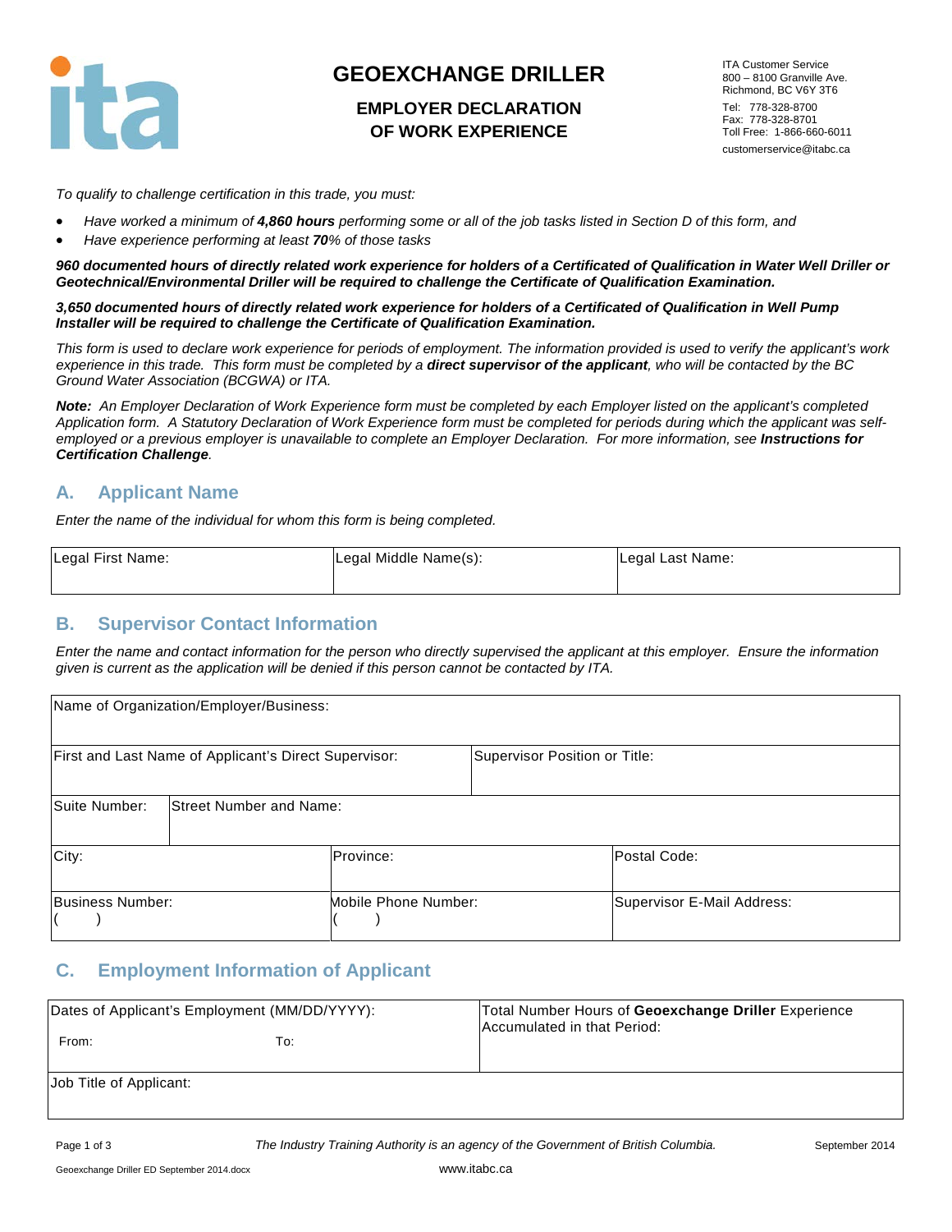# GEOEXCHANGE DRILLER

## EMPLOYER DECLARATION OF WORK EXPERIENCE

ITA Customer Service
800 – 8100 Granville Ave.
Richmond, BC V6Y 3T6
Tel: 778-328-8700
Fax: 778-328-8701
Toll Free: 1-866-660-6011
customerservice@itabc.ca

*To qualify to challenge certification in this trade, you must:*

- *Have worked a minimum of **4,860 hours** performing some or all of the job tasks listed in Section D of this form, and*
- *Have experience performing at least **70**% of those tasks*

***960 documented hours of directly related work experience for holders of a Certificated of Qualification in Water Well Driller or Geotechnical/Environmental Driller will be required to challenge the Certificate of Qualification Examination.***

***3,650 documented hours of directly related work experience for holders of a Certificated of Qualification in Well Pump Installer will be required to challenge the Certificate of Qualification Examination.***

*This form is used to declare work experience for periods of employment. The information provided is used to verify the applicant's work experience in this trade. This form must be completed by a **direct supervisor of the applicant**, who will be contacted by the BC Ground Water Association (BCGWA) or ITA.*

***Note:** An Employer Declaration of Work Experience form must be completed by each Employer listed on the applicant's completed Application form. A Statutory Declaration of Work Experience form must be completed for periods during which the applicant was self-employed or a previous employer is unavailable to complete an Employer Declaration. For more information, see **Instructions for Certification Challenge**.*

## A. Applicant Name

*Enter the name of the individual for whom this form is being completed.*

| Legal First Name: | Legal Middle Name(s): | Legal Last Name: |
|---|---|---|
| | | |

## B. Supervisor Contact Information

*Enter the name and contact information for the person who directly supervised the applicant at this employer. Ensure the information given is current as the application will be denied if this person cannot be contacted by ITA.*

| Name of Organization/Employer/Business: | | |
|---|---|---|
| First and Last Name of Applicant's Direct Supervisor: | Supervisor Position or Title: | |
| Suite Number: | Street Number and Name: | |
| City: | Province: | Postal Code: |
| Business Number: ( ) | Mobile Phone Number: ( ) | Supervisor E-Mail Address: |

## C. Employment Information of Applicant

| Dates of Applicant's Employment (MM/DD/YYYY): From: To: | Total Number Hours of **Geoexchange Driller** Experience Accumulated in that Period: |
|---|---|
| Job Title of Applicant: | |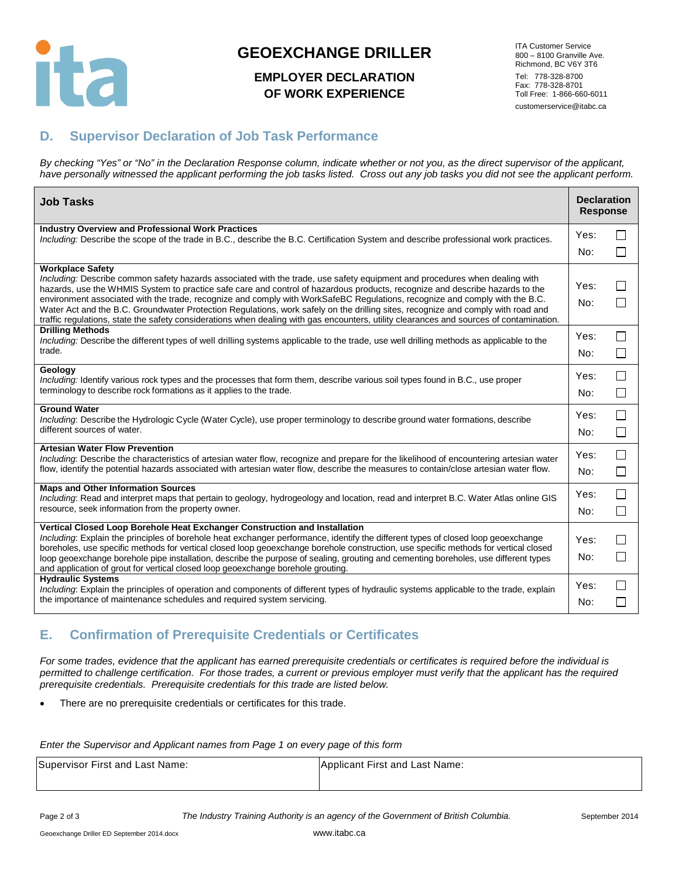# GEOEXCHANGE DRILLER

## EMPLOYER DECLARATION OF WORK EXPERIENCE

ITA Customer Service
800 – 8100 Granville Ave.
Richmond, BC V6Y 3T6
Tel: 778-328-8700
Fax: 778-328-8701
Toll Free: 1-866-660-6011
customerservice@itabc.ca

## D. Supervisor Declaration of Job Task Performance

*By checking "Yes" or "No" in the Declaration Response column, indicate whether or not you, as the direct supervisor of the applicant, have personally witnessed the applicant performing the job tasks listed. Cross out any job tasks you did not see the applicant perform.*

| Job Tasks | Declaration Response |
|---|---|
| **Industry Overview and Professional Work Practices**<br>*Including:* Describe the scope of the trade in B.C., describe the B.C. Certification System and describe professional work practices. | Yes: ☐<br>No: ☐ |
| **Workplace Safety**<br>*Including:* Describe common safety hazards associated with the trade, use safety equipment and procedures when dealing with hazards, use the WHMIS System to practice safe care and control of hazardous products, recognize and describe hazards to the environment associated with the trade, recognize and comply with WorkSafeBC Regulations, recognize and comply with the B.C. Water Act and the B.C. Groundwater Protection Regulations, work safely on the drilling sites, recognize and comply with road and traffic regulations, state the safety considerations when dealing with gas encounters, utility clearances and sources of contamination. | Yes: ☐<br>No: ☐ |
| **Drilling Methods**<br>*Including:* Describe the different types of well drilling systems applicable to the trade, use well drilling methods as applicable to the trade. | Yes: ☐<br>No: ☐ |
| **Geology**<br>*Including:* Identify various rock types and the processes that form them, describe various soil types found in B.C., use proper terminology to describe rock formations as it applies to the trade. | Yes: ☐<br>No: ☐ |
| **Ground Water**<br>*Including*: Describe the Hydrologic Cycle (Water Cycle), use proper terminology to describe ground water formations, describe different sources of water. | Yes: ☐<br>No: ☐ |
| **Artesian Water Flow Prevention**<br>*Including*: Describe the characteristics of artesian water flow, recognize and prepare for the likelihood of encountering artesian water flow, identify the potential hazards associated with artesian water flow, describe the measures to contain/close artesian water flow. | Yes: ☐<br>No: ☐ |
| **Maps and Other Information Sources**<br>*Including*: Read and interpret maps that pertain to geology, hydrogeology and location, read and interpret B.C. Water Atlas online GIS resource, seek information from the property owner. | Yes: ☐<br>No: ☐ |
| **Vertical Closed Loop Borehole Heat Exchanger Construction and Installation**<br>*Including*: Explain the principles of borehole heat exchanger performance, identify the different types of closed loop geoexchange boreholes, use specific methods for vertical closed loop geoexchange borehole construction, use specific methods for vertical closed loop geoexchange borehole pipe installation, describe the purpose of sealing, grouting and cementing boreholes, use different types and application of grout for vertical closed loop geoexchange borehole grouting. | Yes: ☐<br>No: ☐ |
| **Hydraulic Systems**<br>*Including*: Explain the principles of operation and components of different types of hydraulic systems applicable to the trade, explain the importance of maintenance schedules and required system servicing. | Yes: ☐<br>No: ☐ |

## E. Confirmation of Prerequisite Credentials or Certificates

*For some trades, evidence that the applicant has earned prerequisite credentials or certificates is required before the individual is permitted to challenge certification. For those trades, a current or previous employer must verify that the applicant has the required prerequisite credentials. Prerequisite credentials for this trade are listed below.*

- There are no prerequisite credentials or certificates for this trade.

*Enter the Supervisor and Applicant names from Page 1 on every page of this form*

| Supervisor First and Last Name: | Applicant First and Last Name: |
|---|---|
| | |

*The Industry Training Authority is an agency of the Government of British Columbia.*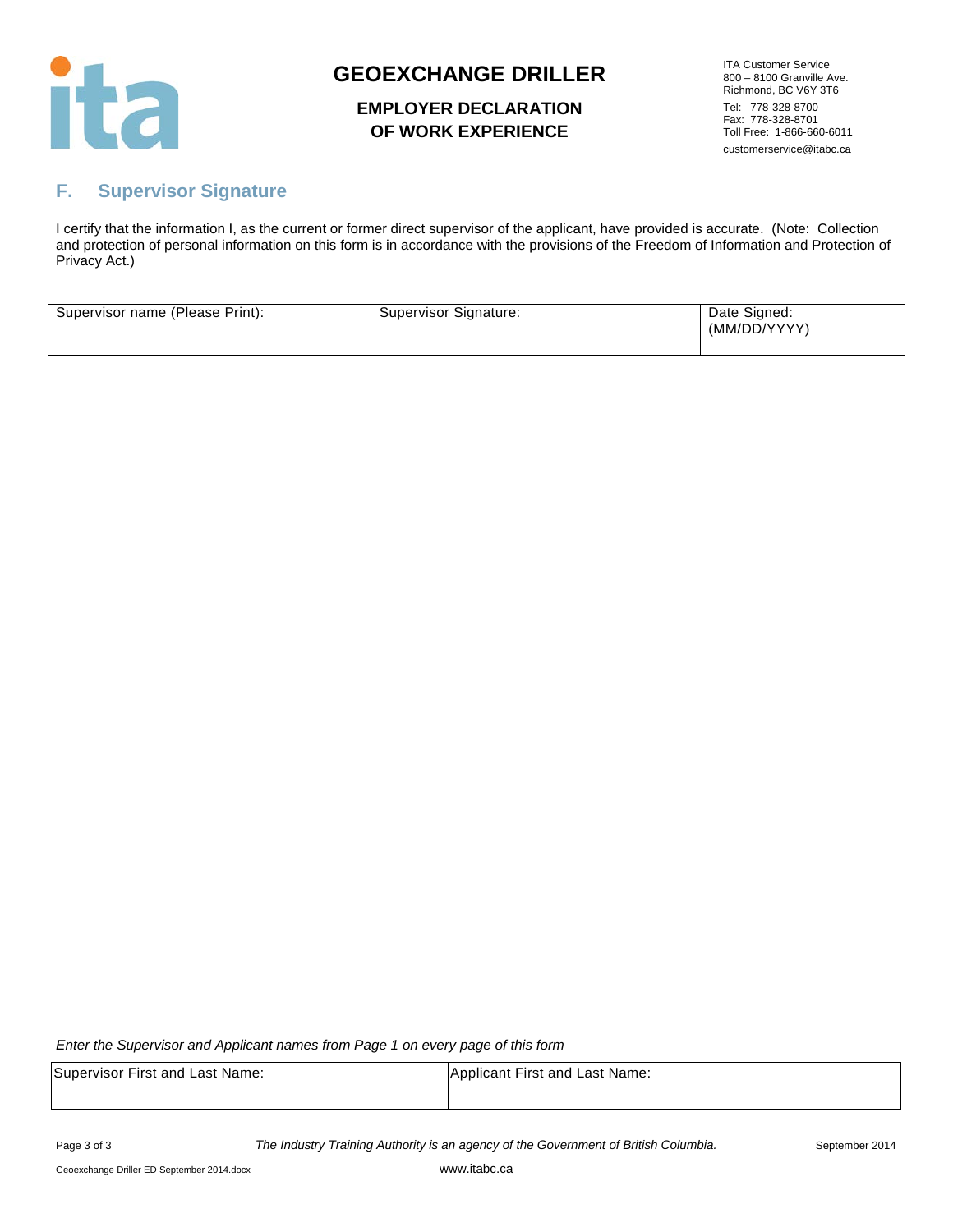# GEOEXCHANGE DRILLER

## EMPLOYER DECLARATION OF WORK EXPERIENCE

ITA Customer Service
800 – 8100 Granville Ave.
Richmond, BC V6Y 3T6
Tel: 778-328-8700
Fax: 778-328-8701
Toll Free: 1-866-660-6011
customerservice@itabc.ca

## F. Supervisor Signature

I certify that the information I, as the current or former direct supervisor of the applicant, have provided is accurate. (Note: Collection and protection of personal information on this form is in accordance with the provisions of the Freedom of Information and Protection of Privacy Act.)

| Supervisor name (Please Print): | Supervisor Signature: | Date Signed: (MM/DD/YYYY) |
| --- | --- | --- |
| | | |

*Enter the Supervisor and Applicant names from Page 1 on every page of this form*

| Supervisor First and Last Name: | Applicant First and Last Name: |
| --- | --- |
| | |

*The Industry Training Authority is an agency of the Government of British Columbia.*

www.itabc.ca